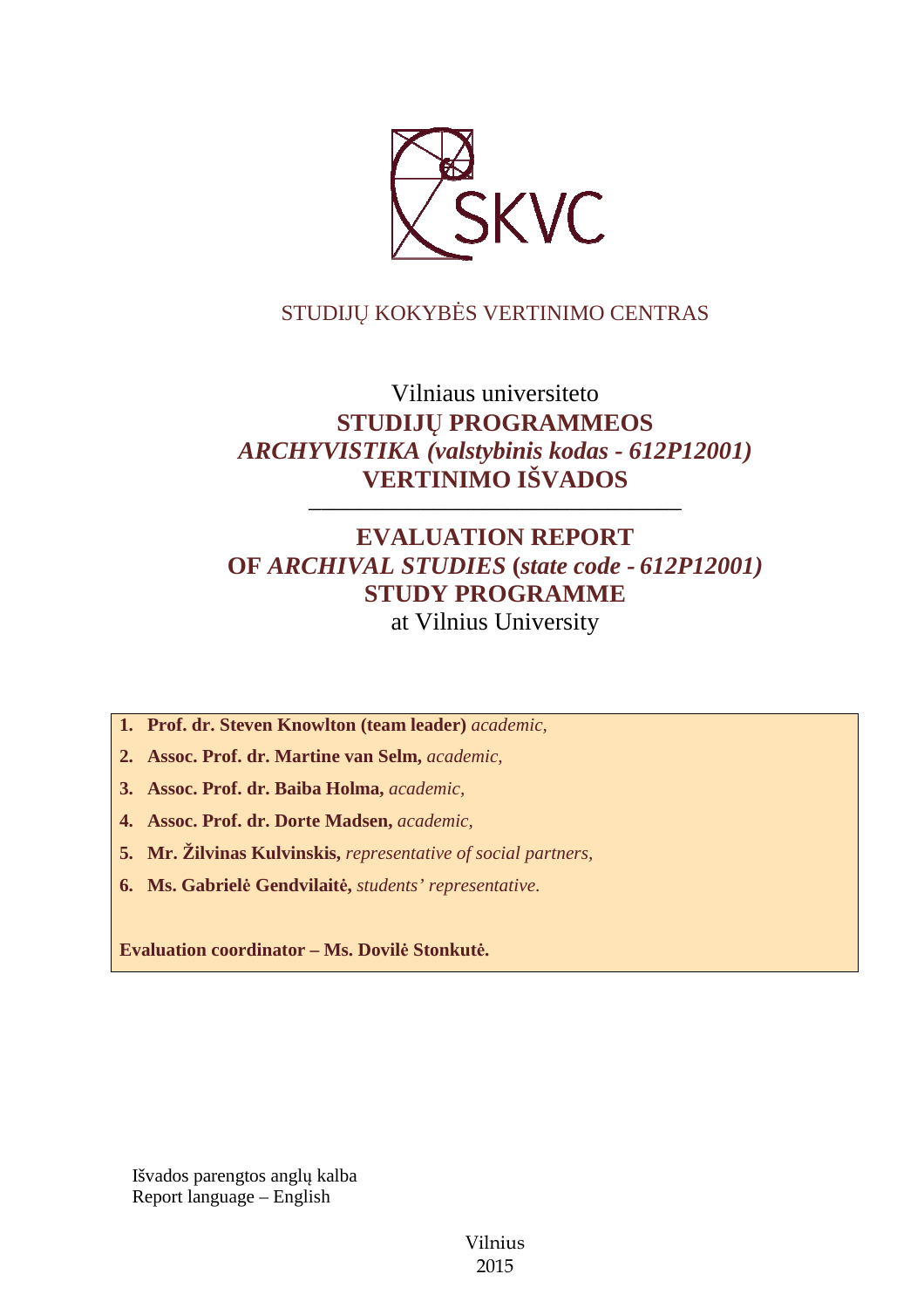SKVC

STUDIJŲ KOKYBĖS VERTINIMO CENTRAS

# Vilniaus universiteto
# STUDIJŲ PROGRAMMEOS
# *ARCHYVISTIKA (valstybinis kodas - 612P12001)*
# VERTINIMO IŠVADOS

---

# EVALUATION REPORT
# OF *ARCHIVAL STUDIES* (*state code - 612P12001)*
# STUDY PROGRAMME
at Vilnius University

1. **Prof. dr. Steven Knowlton (team leader)** *academic,*
2. **Assoc. Prof. dr. Martine van Selm,** *academic,*
3. **Assoc. Prof. dr. Baiba Holma,** *academic,*
4. **Assoc. Prof. dr. Dorte Madsen,** *academic,*
5. **Mr. Žilvinas Kulvinskis,** *representative of social partners,*
6. **Ms. Gabrielė Gendvilaitė,** *students' representative.*

**Evaluation coordinator – Ms. Dovilė Stonkutė.**

Išvados parengtos anglų kalba
Report language – English

Vilnius
2015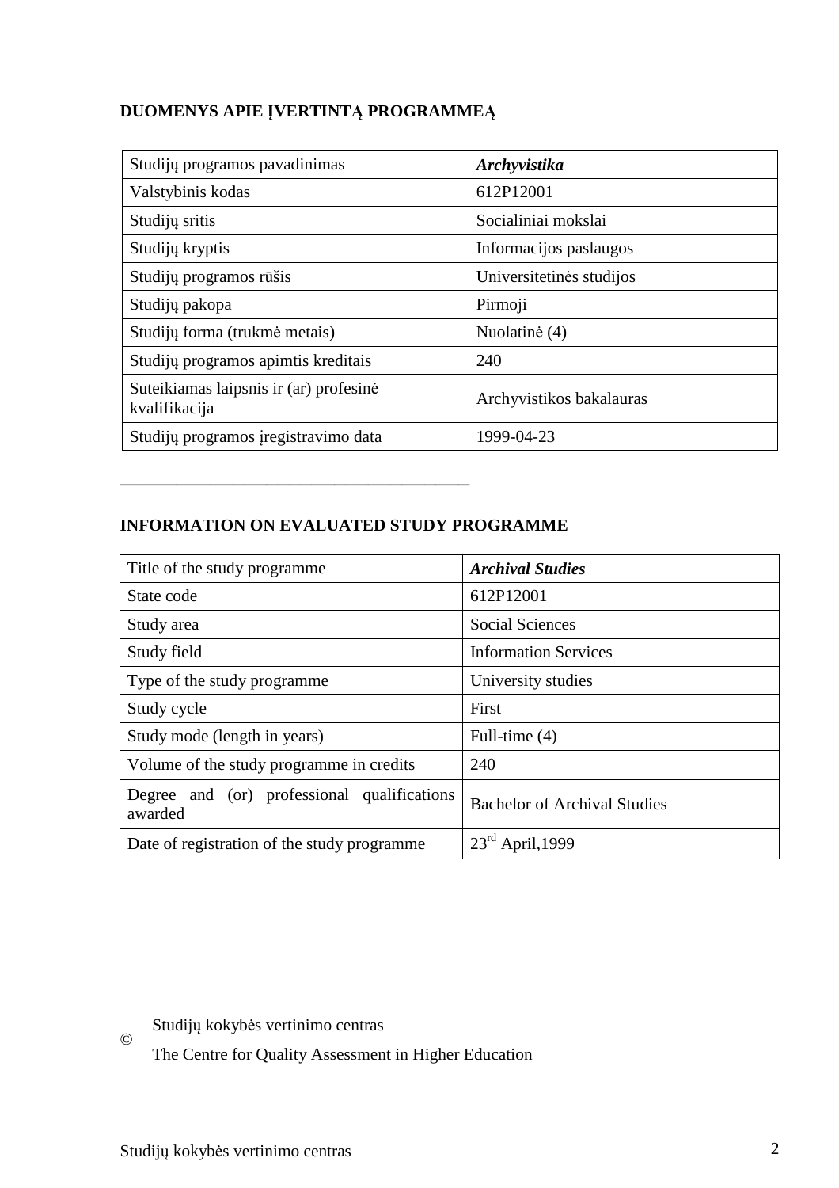## DUOMENYS APIE ĮVERTINTĄ PROGRAMMEĄ

| Studijų programos pavadinimas | ***Archyvistika*** |
|---|---|
| Valstybinis kodas | 612P12001 |
| Studijų sritis | Socialiniai mokslai |
| Studijų kryptis | Informacijos paslaugos |
| Studijų programos rūšis | Universitetinės studijos |
| Studijų pakopa | Pirmoji |
| Studijų forma (trukmė metais) | Nuolatinė (4) |
| Studijų programos apimtis kreditais | 240 |
| Suteikiamas laipsnis ir (ar) profesinė kvalifikacija | Archyvistikos bakalauras |
| Studijų programos įregistravimo data | 1999-04-23 |

---

## INFORMATION ON EVALUATED STUDY PROGRAMME

| Title of the study programme | ***Archival Studies*** |
|---|---|
| State code | 612P12001 |
| Study area | Social Sciences |
| Study field | Information Services |
| Type of the study programme | University studies |
| Study cycle | First |
| Study mode (length in years) | Full-time (4) |
| Volume of the study programme in credits | 240 |
| Degree and (or) professional qualifications awarded | Bachelor of Archival Studies |
| Date of registration of the study programme | 23rd April,1999 |

© Studijų kokybės vertinimo centras
The Centre for Quality Assessment in Higher Education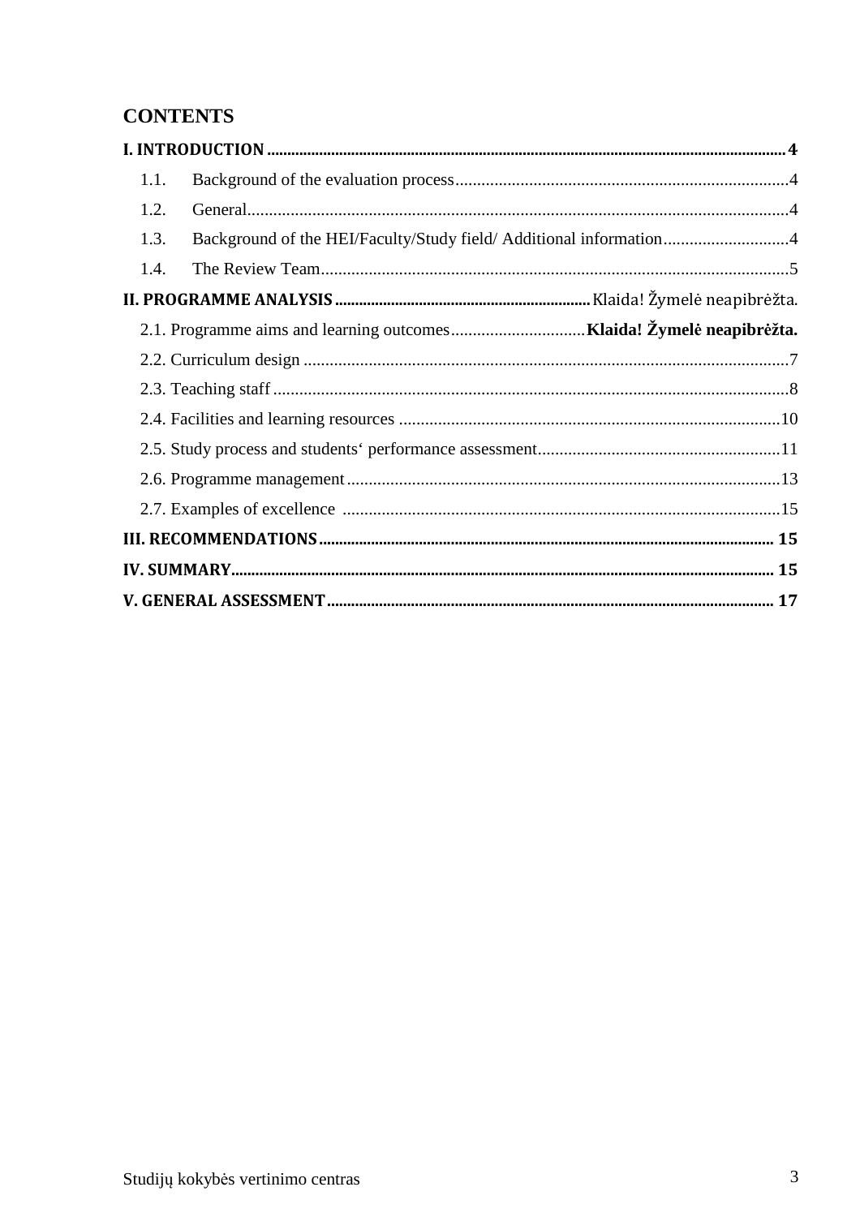## CONTENTS

**I. INTRODUCTION** .......... **4**

1.1. Background of the evaluation process .......... 4

1.2. General .......... 4

1.3. Background of the HEI/Faculty/Study field/ Additional information .......... 4

1.4. The Review Team .......... 5

**II. PROGRAMME ANALYSIS** .......... Klaida! Žymelė neapibrėžta.

2.1. Programme aims and learning outcomes .......... **Klaida! Žymelė neapibrėžta.**

2.2. Curriculum design .......... 7

2.3. Teaching staff .......... 8

2.4. Facilities and learning resources .......... 10

2.5. Study process and students‘ performance assessment .......... 11

2.6. Programme management .......... 13

2.7. Examples of excellence .......... 15

**III. RECOMMENDATIONS** .......... **15**

**IV. SUMMARY** .......... **15**

**V. GENERAL ASSESSMENT** .......... **17**

Studijų kokybės vertinimo centras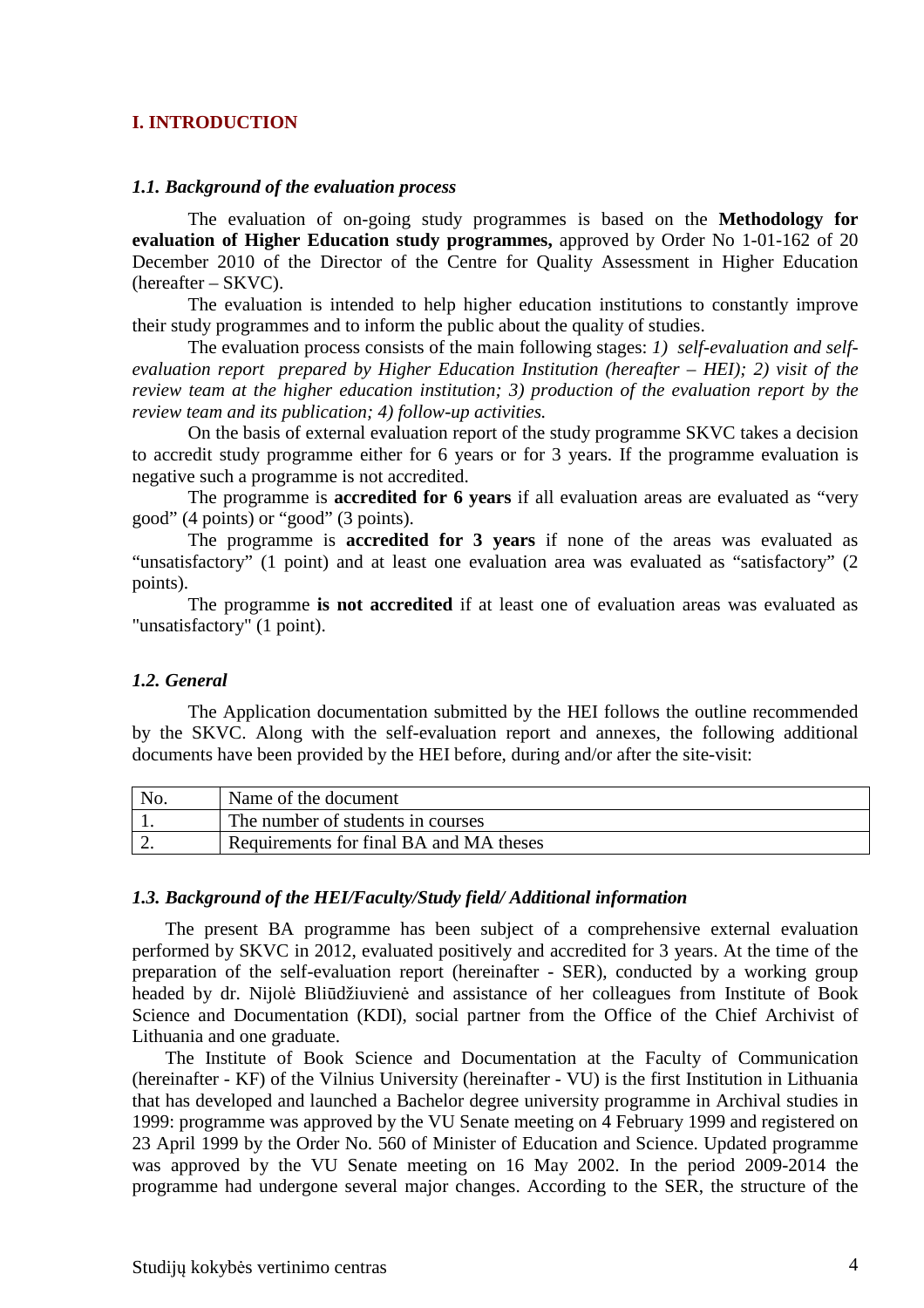# I. INTRODUCTION

### *1.1. Background of the evaluation process*

The evaluation of on-going study programmes is based on the **Methodology for evaluation of Higher Education study programmes,** approved by Order No 1-01-162 of 20 December 2010 of the Director of the Centre for Quality Assessment in Higher Education (hereafter – SKVC).

The evaluation is intended to help higher education institutions to constantly improve their study programmes and to inform the public about the quality of studies.

The evaluation process consists of the main following stages: *1) self-evaluation and self-evaluation report prepared by Higher Education Institution (hereafter – HEI); 2) visit of the review team at the higher education institution; 3) production of the evaluation report by the review team and its publication; 4) follow-up activities.*

On the basis of external evaluation report of the study programme SKVC takes a decision to accredit study programme either for 6 years or for 3 years. If the programme evaluation is negative such a programme is not accredited.

The programme is **accredited for 6 years** if all evaluation areas are evaluated as "very good" (4 points) or "good" (3 points).

The programme is **accredited for 3 years** if none of the areas was evaluated as "unsatisfactory" (1 point) and at least one evaluation area was evaluated as "satisfactory" (2 points).

The programme **is not accredited** if at least one of evaluation areas was evaluated as "unsatisfactory" (1 point).

### *1.2. General*

The Application documentation submitted by the HEI follows the outline recommended by the SKVC. Along with the self-evaluation report and annexes, the following additional documents have been provided by the HEI before, during and/or after the site-visit:

| No. | Name of the document |
|---|---|
| 1. | The number of students in courses |
| 2. | Requirements for final BA and MA theses |

### *1.3. Background of the HEI/Faculty/Study field/ Additional information*

The present BA programme has been subject of a comprehensive external evaluation performed by SKVC in 2012, evaluated positively and accredited for 3 years. At the time of the preparation of the self-evaluation report (hereinafter - SER), conducted by a working group headed by dr. Nijolė Bliūdžiuvienė and assistance of her colleagues from Institute of Book Science and Documentation (KDI), social partner from the Office of the Chief Archivist of Lithuania and one graduate.

The Institute of Book Science and Documentation at the Faculty of Communication (hereinafter - KF) of the Vilnius University (hereinafter - VU) is the first Institution in Lithuania that has developed and launched a Bachelor degree university programme in Archival studies in 1999: programme was approved by the VU Senate meeting on 4 February 1999 and registered on 23 April 1999 by the Order No. 560 of Minister of Education and Science. Updated programme was approved by the VU Senate meeting on 16 May 2002. In the period 2009-2014 the programme had undergone several major changes. According to the SER, the structure of the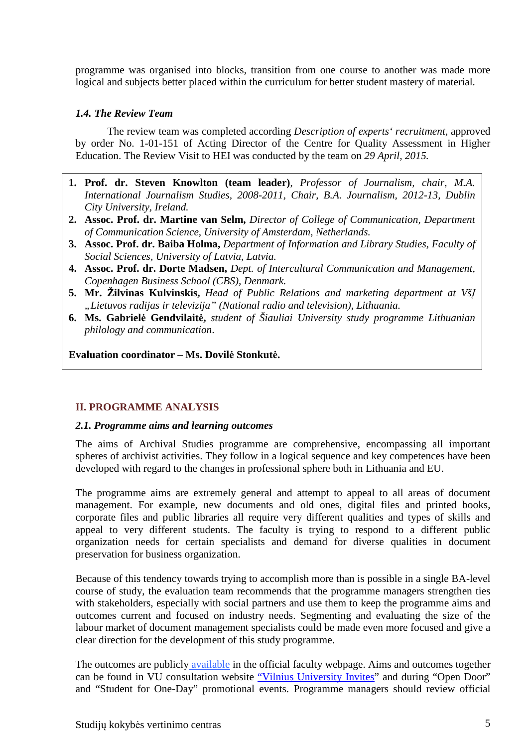programme was organised into blocks, transition from one course to another was made more logical and subjects better placed within the curriculum for better student mastery of material.

### *1.4. The Review Team*

The review team was completed according *Description of experts‘ recruitment*, approved by order No. 1-01-151 of Acting Director of the Centre for Quality Assessment in Higher Education. The Review Visit to HEI was conducted by the team on *29 April, 2015.*

1. **Prof. dr. Steven Knowlton (team leader)**, *Professor of Journalism, chair, M.A. International Journalism Studies, 2008-2011, Chair, B.A. Journalism, 2012-13, Dublin City University, Ireland.*
2. **Assoc. Prof. dr. Martine van Selm,** *Director of College of Communication, Department of Communication Science, University of Amsterdam, Netherlands.*
3. **Assoc. Prof. dr. Baiba Holma,** *Department of Information and Library Studies, Faculty of Social Sciences, University of Latvia, Latvia.*
4. **Assoc. Prof. dr. Dorte Madsen,** *Dept. of Intercultural Communication and Management, Copenhagen Business School (CBS), Denmark.*
5. **Mr. Žilvinas Kulvinskis,** *Head of Public Relations and marketing department at VšĮ „Lietuvos radijas ir televizija" (National radio and television), Lithuania.*
6. **Ms. Gabrielė Gendvilaitė,** *student of Šiauliai University study programme Lithuanian philology and communication*.

**Evaluation coordinator – Ms. Dovilė Stonkutė.**

## II. PROGRAMME ANALYSIS

### *2.1. Programme aims and learning outcomes*

The aims of Archival Studies programme are comprehensive, encompassing all important spheres of archivist activities. They follow in a logical sequence and key competences have been developed with regard to the changes in professional sphere both in Lithuania and EU.

The programme aims are extremely general and attempt to appeal to all areas of document management. For example, new documents and old ones, digital files and printed books, corporate files and public libraries all require very different qualities and types of skills and appeal to very different students. The faculty is trying to respond to a different public organization needs for certain specialists and demand for diverse qualities in document preservation for business organization.

Because of this tendency towards trying to accomplish more than is possible in a single BA-level course of study, the evaluation team recommends that the programme managers strengthen ties with stakeholders, especially with social partners and use them to keep the programme aims and outcomes current and focused on industry needs. Segmenting and evaluating the size of the labour market of document management specialists could be made even more focused and give a clear direction for the development of this study programme.

The outcomes are publicly available in the official faculty webpage. Aims and outcomes together can be found in VU consultation website "Vilnius University Invites" and during "Open Door" and "Student for One-Day" promotional events. Programme managers should review official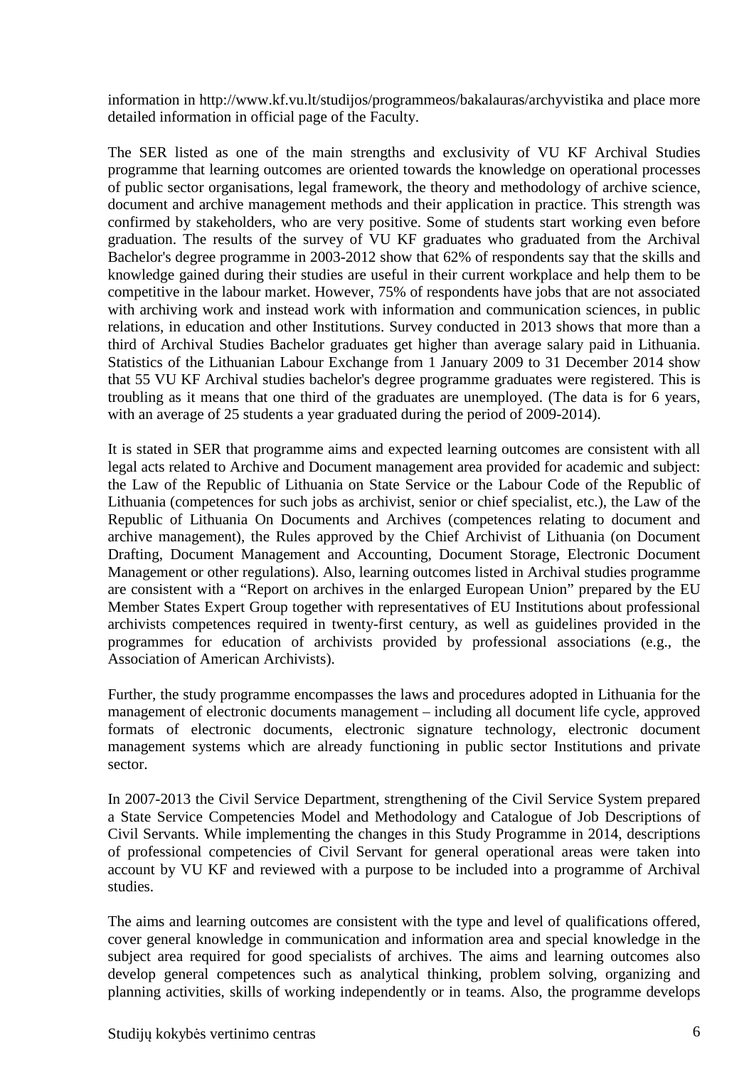information in http://www.kf.vu.lt/studijos/programmeos/bakalauras/archyvistika and place more detailed information in official page of the Faculty.

The SER listed as one of the main strengths and exclusivity of VU KF Archival Studies programme that learning outcomes are oriented towards the knowledge on operational processes of public sector organisations, legal framework, the theory and methodology of archive science, document and archive management methods and their application in practice. This strength was confirmed by stakeholders, who are very positive. Some of students start working even before graduation. The results of the survey of VU KF graduates who graduated from the Archival Bachelor's degree programme in 2003-2012 show that 62% of respondents say that the skills and knowledge gained during their studies are useful in their current workplace and help them to be competitive in the labour market. However, 75% of respondents have jobs that are not associated with archiving work and instead work with information and communication sciences, in public relations, in education and other Institutions. Survey conducted in 2013 shows that more than a third of Archival Studies Bachelor graduates get higher than average salary paid in Lithuania. Statistics of the Lithuanian Labour Exchange from 1 January 2009 to 31 December 2014 show that 55 VU KF Archival studies bachelor's degree programme graduates were registered. This is troubling as it means that one third of the graduates are unemployed. (The data is for 6 years, with an average of 25 students a year graduated during the period of 2009-2014).

It is stated in SER that programme aims and expected learning outcomes are consistent with all legal acts related to Archive and Document management area provided for academic and subject: the Law of the Republic of Lithuania on State Service or the Labour Code of the Republic of Lithuania (competences for such jobs as archivist, senior or chief specialist, etc.), the Law of the Republic of Lithuania On Documents and Archives (competences relating to document and archive management), the Rules approved by the Chief Archivist of Lithuania (on Document Drafting, Document Management and Accounting, Document Storage, Electronic Document Management or other regulations). Also, learning outcomes listed in Archival studies programme are consistent with a "Report on archives in the enlarged European Union" prepared by the EU Member States Expert Group together with representatives of EU Institutions about professional archivists competences required in twenty-first century, as well as guidelines provided in the programmes for education of archivists provided by professional associations (e.g., the Association of American Archivists).

Further, the study programme encompasses the laws and procedures adopted in Lithuania for the management of electronic documents management – including all document life cycle, approved formats of electronic documents, electronic signature technology, electronic document management systems which are already functioning in public sector Institutions and private sector.

In 2007-2013 the Civil Service Department, strengthening of the Civil Service System prepared a State Service Competencies Model and Methodology and Catalogue of Job Descriptions of Civil Servants. While implementing the changes in this Study Programme in 2014, descriptions of professional competencies of Civil Servant for general operational areas were taken into account by VU KF and reviewed with a purpose to be included into a programme of Archival studies.

The aims and learning outcomes are consistent with the type and level of qualifications offered, cover general knowledge in communication and information area and special knowledge in the subject area required for good specialists of archives. The aims and learning outcomes also develop general competences such as analytical thinking, problem solving, organizing and planning activities, skills of working independently or in teams. Also, the programme develops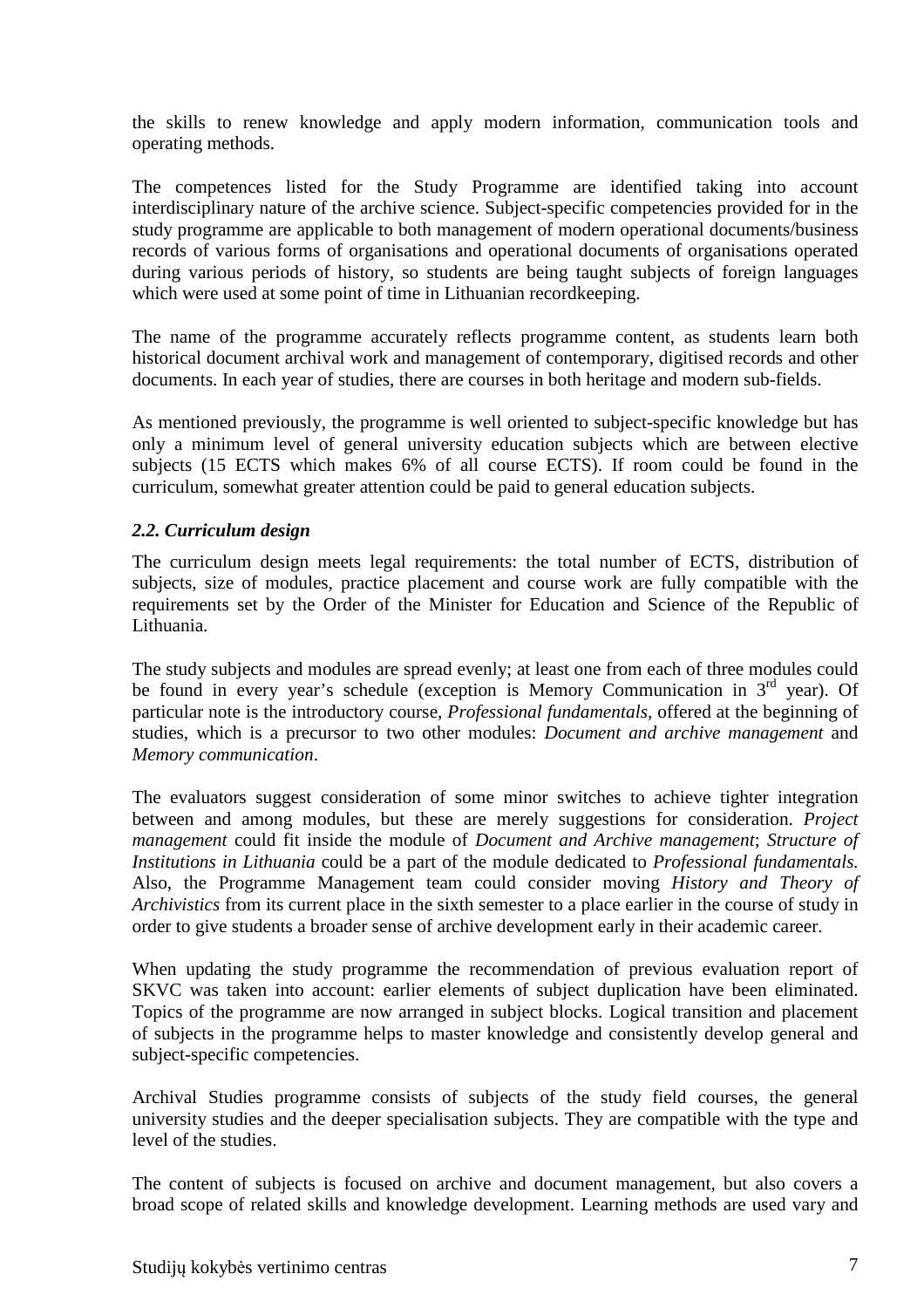the skills to renew knowledge and apply modern information, communication tools and operating methods.

The competences listed for the Study Programme are identified taking into account interdisciplinary nature of the archive science. Subject-specific competencies provided for in the study programme are applicable to both management of modern operational documents/business records of various forms of organisations and operational documents of organisations operated during various periods of history, so students are being taught subjects of foreign languages which were used at some point of time in Lithuanian recordkeeping.

The name of the programme accurately reflects programme content, as students learn both historical document archival work and management of contemporary, digitised records and other documents. In each year of studies, there are courses in both heritage and modern sub-fields.

As mentioned previously, the programme is well oriented to subject-specific knowledge but has only a minimum level of general university education subjects which are between elective subjects (15 ECTS which makes 6% of all course ECTS). If room could be found in the curriculum, somewhat greater attention could be paid to general education subjects.

### *2.2. Curriculum design*

The curriculum design meets legal requirements: the total number of ECTS, distribution of subjects, size of modules, practice placement and course work are fully compatible with the requirements set by the Order of the Minister for Education and Science of the Republic of Lithuania.

The study subjects and modules are spread evenly; at least one from each of three modules could be found in every year's schedule (exception is Memory Communication in 3rd year). Of particular note is the introductory course, *Professional fundamentals*, offered at the beginning of studies, which is a precursor to two other modules: *Document and archive management* and *Memory communication*.

The evaluators suggest consideration of some minor switches to achieve tighter integration between and among modules, but these are merely suggestions for consideration. *Project management* could fit inside the module of *Document and Archive management*; *Structure of Institutions in Lithuania* could be a part of the module dedicated to *Professional fundamentals.* Also, the Programme Management team could consider moving *History and Theory of Archivistics* from its current place in the sixth semester to a place earlier in the course of study in order to give students a broader sense of archive development early in their academic career.

When updating the study programme the recommendation of previous evaluation report of SKVC was taken into account: earlier elements of subject duplication have been eliminated. Topics of the programme are now arranged in subject blocks. Logical transition and placement of subjects in the programme helps to master knowledge and consistently develop general and subject-specific competencies.

Archival Studies programme consists of subjects of the study field courses, the general university studies and the deeper specialisation subjects. They are compatible with the type and level of the studies.

The content of subjects is focused on archive and document management, but also covers a broad scope of related skills and knowledge development. Learning methods are used vary and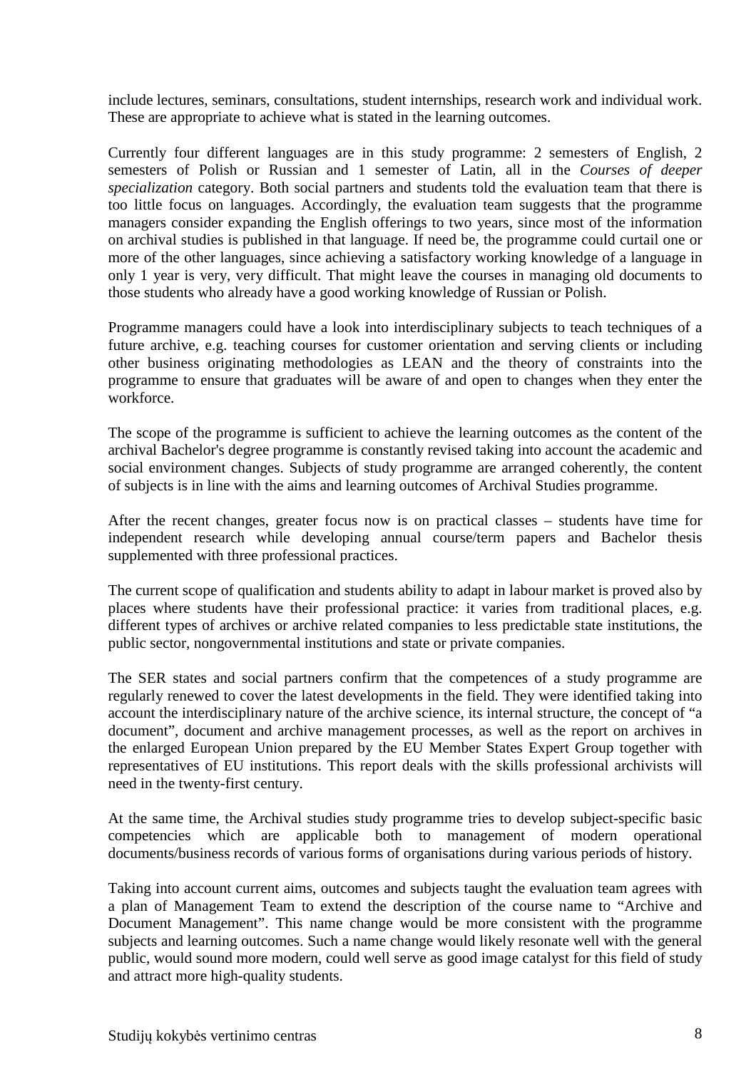include lectures, seminars, consultations, student internships, research work and individual work. These are appropriate to achieve what is stated in the learning outcomes.

Currently four different languages are in this study programme: 2 semesters of English, 2 semesters of Polish or Russian and 1 semester of Latin, all in the *Courses of deeper specialization* category. Both social partners and students told the evaluation team that there is too little focus on languages. Accordingly, the evaluation team suggests that the programme managers consider expanding the English offerings to two years, since most of the information on archival studies is published in that language. If need be, the programme could curtail one or more of the other languages, since achieving a satisfactory working knowledge of a language in only 1 year is very, very difficult. That might leave the courses in managing old documents to those students who already have a good working knowledge of Russian or Polish.

Programme managers could have a look into interdisciplinary subjects to teach techniques of a future archive, e.g. teaching courses for customer orientation and serving clients or including other business originating methodologies as LEAN and the theory of constraints into the programme to ensure that graduates will be aware of and open to changes when they enter the workforce.

The scope of the programme is sufficient to achieve the learning outcomes as the content of the archival Bachelor's degree programme is constantly revised taking into account the academic and social environment changes. Subjects of study programme are arranged coherently, the content of subjects is in line with the aims and learning outcomes of Archival Studies programme.

After the recent changes, greater focus now is on practical classes – students have time for independent research while developing annual course/term papers and Bachelor thesis supplemented with three professional practices.

The current scope of qualification and students ability to adapt in labour market is proved also by places where students have their professional practice: it varies from traditional places, e.g. different types of archives or archive related companies to less predictable state institutions, the public sector, nongovernmental institutions and state or private companies.

The SER states and social partners confirm that the competences of a study programme are regularly renewed to cover the latest developments in the field. They were identified taking into account the interdisciplinary nature of the archive science, its internal structure, the concept of "a document", document and archive management processes, as well as the report on archives in the enlarged European Union prepared by the EU Member States Expert Group together with representatives of EU institutions. This report deals with the skills professional archivists will need in the twenty-first century.

At the same time, the Archival studies study programme tries to develop subject-specific basic competencies which are applicable both to management of modern operational documents/business records of various forms of organisations during various periods of history.

Taking into account current aims, outcomes and subjects taught the evaluation team agrees with a plan of Management Team to extend the description of the course name to "Archive and Document Management". This name change would be more consistent with the programme subjects and learning outcomes. Such a name change would likely resonate well with the general public, would sound more modern, could well serve as good image catalyst for this field of study and attract more high-quality students.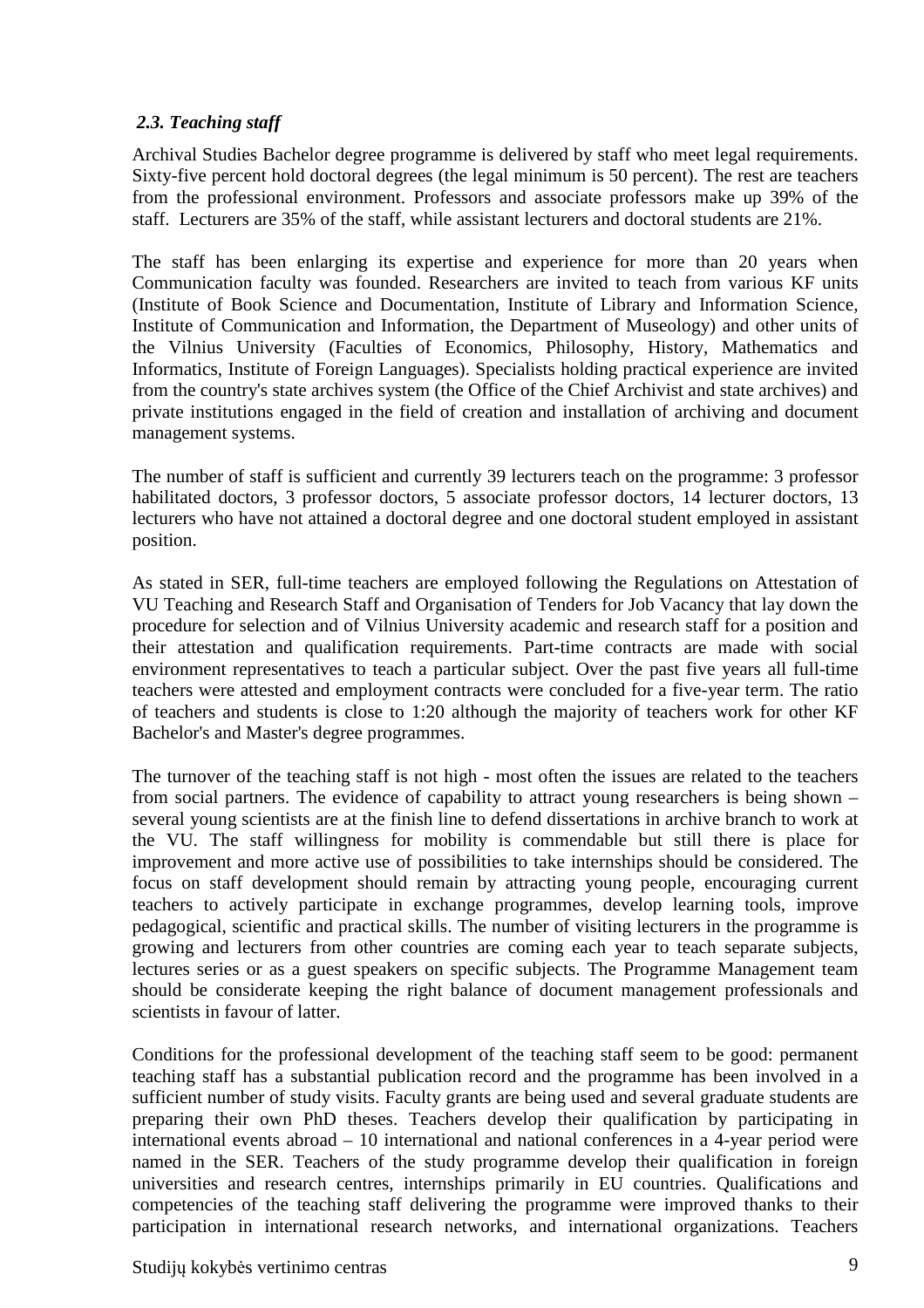### *2.3. Teaching staff*

Archival Studies Bachelor degree programme is delivered by staff who meet legal requirements. Sixty-five percent hold doctoral degrees (the legal minimum is 50 percent). The rest are teachers from the professional environment. Professors and associate professors make up 39% of the staff. Lecturers are 35% of the staff, while assistant lecturers and doctoral students are 21%.

The staff has been enlarging its expertise and experience for more than 20 years when Communication faculty was founded. Researchers are invited to teach from various KF units (Institute of Book Science and Documentation, Institute of Library and Information Science, Institute of Communication and Information, the Department of Museology) and other units of the Vilnius University (Faculties of Economics, Philosophy, History, Mathematics and Informatics, Institute of Foreign Languages). Specialists holding practical experience are invited from the country's state archives system (the Office of the Chief Archivist and state archives) and private institutions engaged in the field of creation and installation of archiving and document management systems.

The number of staff is sufficient and currently 39 lecturers teach on the programme: 3 professor habilitated doctors, 3 professor doctors, 5 associate professor doctors, 14 lecturer doctors, 13 lecturers who have not attained a doctoral degree and one doctoral student employed in assistant position.

As stated in SER, full-time teachers are employed following the Regulations on Attestation of VU Teaching and Research Staff and Organisation of Tenders for Job Vacancy that lay down the procedure for selection and of Vilnius University academic and research staff for a position and their attestation and qualification requirements. Part-time contracts are made with social environment representatives to teach a particular subject. Over the past five years all full-time teachers were attested and employment contracts were concluded for a five-year term. The ratio of teachers and students is close to 1:20 although the majority of teachers work for other KF Bachelor's and Master's degree programmes.

The turnover of the teaching staff is not high - most often the issues are related to the teachers from social partners. The evidence of capability to attract young researchers is being shown – several young scientists are at the finish line to defend dissertations in archive branch to work at the VU. The staff willingness for mobility is commendable but still there is place for improvement and more active use of possibilities to take internships should be considered. The focus on staff development should remain by attracting young people, encouraging current teachers to actively participate in exchange programmes, develop learning tools, improve pedagogical, scientific and practical skills. The number of visiting lecturers in the programme is growing and lecturers from other countries are coming each year to teach separate subjects, lectures series or as a guest speakers on specific subjects. The Programme Management team should be considerate keeping the right balance of document management professionals and scientists in favour of latter.

Conditions for the professional development of the teaching staff seem to be good: permanent teaching staff has a substantial publication record and the programme has been involved in a sufficient number of study visits. Faculty grants are being used and several graduate students are preparing their own PhD theses. Teachers develop their qualification by participating in international events abroad – 10 international and national conferences in a 4-year period were named in the SER. Teachers of the study programme develop their qualification in foreign universities and research centres, internships primarily in EU countries. Qualifications and competencies of the teaching staff delivering the programme were improved thanks to their participation in international research networks, and international organizations. Teachers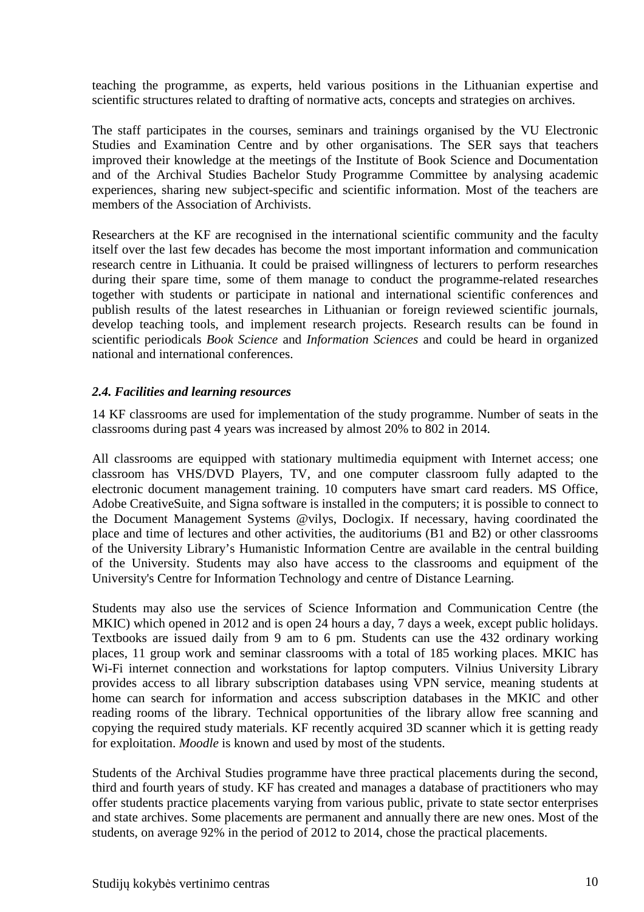teaching the programme, as experts, held various positions in the Lithuanian expertise and scientific structures related to drafting of normative acts, concepts and strategies on archives.

The staff participates in the courses, seminars and trainings organised by the VU Electronic Studies and Examination Centre and by other organisations. The SER says that teachers improved their knowledge at the meetings of the Institute of Book Science and Documentation and of the Archival Studies Bachelor Study Programme Committee by analysing academic experiences, sharing new subject-specific and scientific information. Most of the teachers are members of the Association of Archivists.

Researchers at the KF are recognised in the international scientific community and the faculty itself over the last few decades has become the most important information and communication research centre in Lithuania. It could be praised willingness of lecturers to perform researches during their spare time, some of them manage to conduct the programme-related researches together with students or participate in national and international scientific conferences and publish results of the latest researches in Lithuanian or foreign reviewed scientific journals, develop teaching tools, and implement research projects. Research results can be found in scientific periodicals *Book Science* and *Information Sciences* and could be heard in organized national and international conferences.

### *2.4. Facilities and learning resources*

14 KF classrooms are used for implementation of the study programme. Number of seats in the classrooms during past 4 years was increased by almost 20% to 802 in 2014.

All classrooms are equipped with stationary multimedia equipment with Internet access; one classroom has VHS/DVD Players, TV, and one computer classroom fully adapted to the electronic document management training. 10 computers have smart card readers. MS Office, Adobe CreativeSuite, and Signa software is installed in the computers; it is possible to connect to the Document Management Systems @vilys, Doclogix. If necessary, having coordinated the place and time of lectures and other activities, the auditoriums (B1 and B2) or other classrooms of the University Library's Humanistic Information Centre are available in the central building of the University. Students may also have access to the classrooms and equipment of the University's Centre for Information Technology and centre of Distance Learning.

Students may also use the services of Science Information and Communication Centre (the MKIC) which opened in 2012 and is open 24 hours a day, 7 days a week, except public holidays. Textbooks are issued daily from 9 am to 6 pm. Students can use the 432 ordinary working places, 11 group work and seminar classrooms with a total of 185 working places. MKIC has Wi-Fi internet connection and workstations for laptop computers. Vilnius University Library provides access to all library subscription databases using VPN service, meaning students at home can search for information and access subscription databases in the MKIC and other reading rooms of the library. Technical opportunities of the library allow free scanning and copying the required study materials. KF recently acquired 3D scanner which it is getting ready for exploitation. *Moodle* is known and used by most of the students.

Students of the Archival Studies programme have three practical placements during the second, third and fourth years of study. KF has created and manages a database of practitioners who may offer students practice placements varying from various public, private to state sector enterprises and state archives. Some placements are permanent and annually there are new ones. Most of the students, on average 92% in the period of 2012 to 2014, chose the practical placements.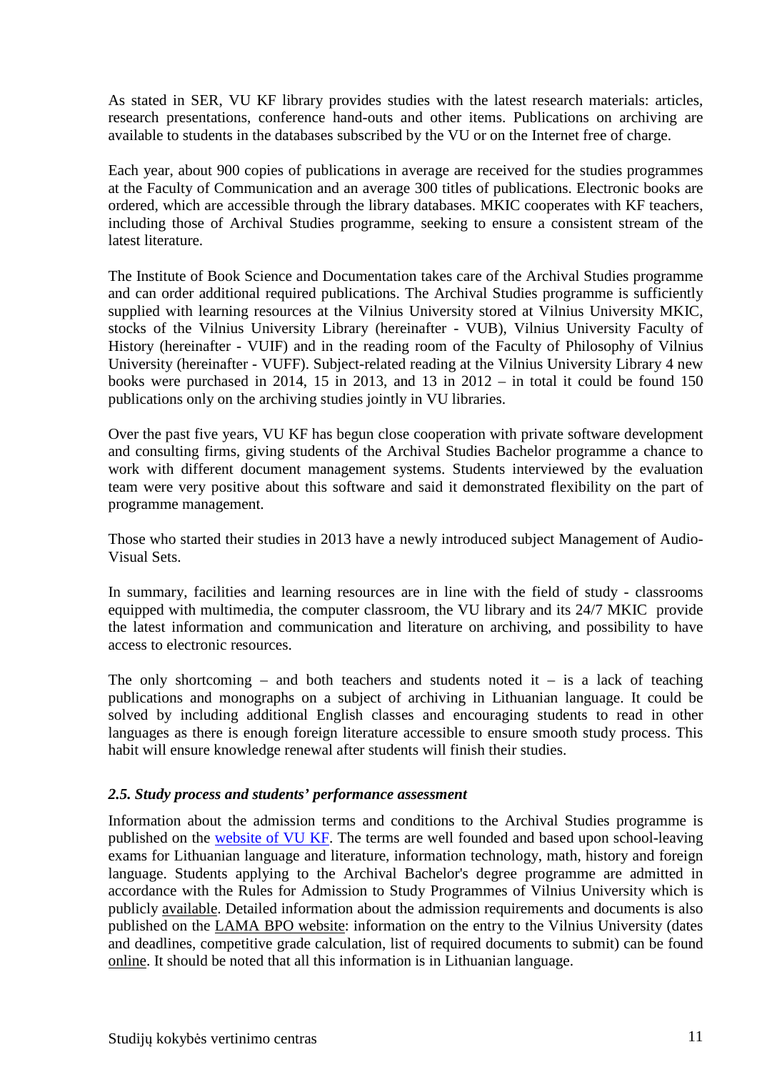As stated in SER, VU KF library provides studies with the latest research materials: articles, research presentations, conference hand-outs and other items. Publications on archiving are available to students in the databases subscribed by the VU or on the Internet free of charge.

Each year, about 900 copies of publications in average are received for the studies programmes at the Faculty of Communication and an average 300 titles of publications. Electronic books are ordered, which are accessible through the library databases. MKIC cooperates with KF teachers, including those of Archival Studies programme, seeking to ensure a consistent stream of the latest literature.

The Institute of Book Science and Documentation takes care of the Archival Studies programme and can order additional required publications. The Archival Studies programme is sufficiently supplied with learning resources at the Vilnius University stored at Vilnius University MKIC, stocks of the Vilnius University Library (hereinafter - VUB), Vilnius University Faculty of History (hereinafter - VUIF) and in the reading room of the Faculty of Philosophy of Vilnius University (hereinafter - VUFF). Subject-related reading at the Vilnius University Library 4 new books were purchased in 2014, 15 in 2013, and 13 in 2012 – in total it could be found 150 publications only on the archiving studies jointly in VU libraries.

Over the past five years, VU KF has begun close cooperation with private software development and consulting firms, giving students of the Archival Studies Bachelor programme a chance to work with different document management systems. Students interviewed by the evaluation team were very positive about this software and said it demonstrated flexibility on the part of programme management.

Those who started their studies in 2013 have a newly introduced subject Management of Audio-Visual Sets.

In summary, facilities and learning resources are in line with the field of study - classrooms equipped with multimedia, the computer classroom, the VU library and its 24/7 MKIC provide the latest information and communication and literature on archiving, and possibility to have access to electronic resources.

The only shortcoming – and both teachers and students noted it – is a lack of teaching publications and monographs on a subject of archiving in Lithuanian language. It could be solved by including additional English classes and encouraging students to read in other languages as there is enough foreign literature accessible to ensure smooth study process. This habit will ensure knowledge renewal after students will finish their studies.

### *2.5. Study process and students' performance assessment*

Information about the admission terms and conditions to the Archival Studies programme is published on the website of VU KF. The terms are well founded and based upon school-leaving exams for Lithuanian language and literature, information technology, math, history and foreign language. Students applying to the Archival Bachelor's degree programme are admitted in accordance with the Rules for Admission to Study Programmes of Vilnius University which is publicly available. Detailed information about the admission requirements and documents is also published on the LAMA BPO website: information on the entry to the Vilnius University (dates and deadlines, competitive grade calculation, list of required documents to submit) can be found online. It should be noted that all this information is in Lithuanian language.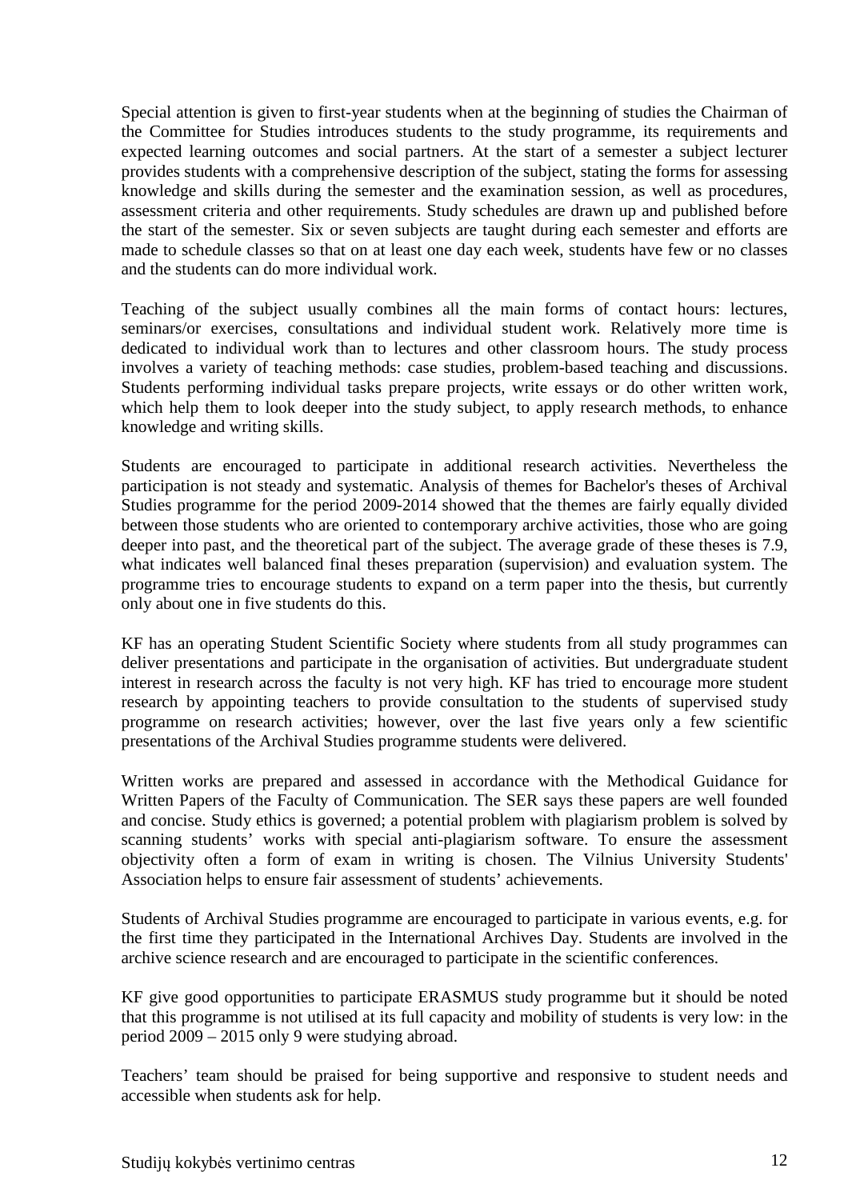Special attention is given to first-year students when at the beginning of studies the Chairman of the Committee for Studies introduces students to the study programme, its requirements and expected learning outcomes and social partners. At the start of a semester a subject lecturer provides students with a comprehensive description of the subject, stating the forms for assessing knowledge and skills during the semester and the examination session, as well as procedures, assessment criteria and other requirements. Study schedules are drawn up and published before the start of the semester. Six or seven subjects are taught during each semester and efforts are made to schedule classes so that on at least one day each week, students have few or no classes and the students can do more individual work.

Teaching of the subject usually combines all the main forms of contact hours: lectures, seminars/or exercises, consultations and individual student work. Relatively more time is dedicated to individual work than to lectures and other classroom hours. The study process involves a variety of teaching methods: case studies, problem-based teaching and discussions. Students performing individual tasks prepare projects, write essays or do other written work, which help them to look deeper into the study subject, to apply research methods, to enhance knowledge and writing skills.

Students are encouraged to participate in additional research activities. Nevertheless the participation is not steady and systematic. Analysis of themes for Bachelor's theses of Archival Studies programme for the period 2009-2014 showed that the themes are fairly equally divided between those students who are oriented to contemporary archive activities, those who are going deeper into past, and the theoretical part of the subject. The average grade of these theses is 7.9, what indicates well balanced final theses preparation (supervision) and evaluation system. The programme tries to encourage students to expand on a term paper into the thesis, but currently only about one in five students do this.

KF has an operating Student Scientific Society where students from all study programmes can deliver presentations and participate in the organisation of activities. But undergraduate student interest in research across the faculty is not very high. KF has tried to encourage more student research by appointing teachers to provide consultation to the students of supervised study programme on research activities; however, over the last five years only a few scientific presentations of the Archival Studies programme students were delivered.

Written works are prepared and assessed in accordance with the Methodical Guidance for Written Papers of the Faculty of Communication. The SER says these papers are well founded and concise. Study ethics is governed; a potential problem with plagiarism problem is solved by scanning students' works with special anti-plagiarism software. To ensure the assessment objectivity often a form of exam in writing is chosen. The Vilnius University Students' Association helps to ensure fair assessment of students' achievements.

Students of Archival Studies programme are encouraged to participate in various events, e.g. for the first time they participated in the International Archives Day. Students are involved in the archive science research and are encouraged to participate in the scientific conferences.

KF give good opportunities to participate ERASMUS study programme but it should be noted that this programme is not utilised at its full capacity and mobility of students is very low: in the period 2009 – 2015 only 9 were studying abroad.

Teachers' team should be praised for being supportive and responsive to student needs and accessible when students ask for help.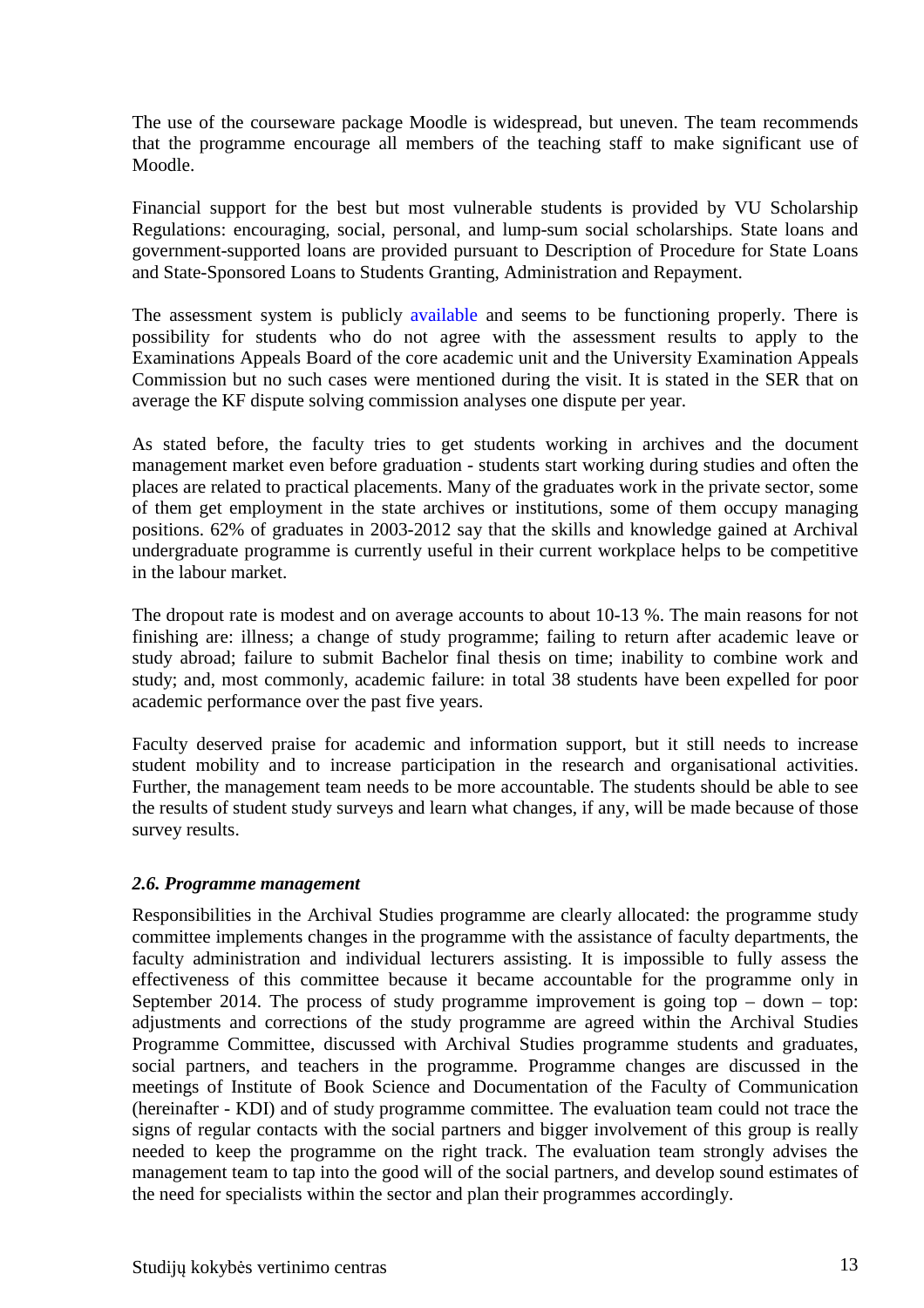The use of the courseware package Moodle is widespread, but uneven. The team recommends that the programme encourage all members of the teaching staff to make significant use of Moodle.

Financial support for the best but most vulnerable students is provided by VU Scholarship Regulations: encouraging, social, personal, and lump-sum social scholarships. State loans and government-supported loans are provided pursuant to Description of Procedure for State Loans and State-Sponsored Loans to Students Granting, Administration and Repayment.

The assessment system is publicly available and seems to be functioning properly. There is possibility for students who do not agree with the assessment results to apply to the Examinations Appeals Board of the core academic unit and the University Examination Appeals Commission but no such cases were mentioned during the visit. It is stated in the SER that on average the KF dispute solving commission analyses one dispute per year.

As stated before, the faculty tries to get students working in archives and the document management market even before graduation - students start working during studies and often the places are related to practical placements. Many of the graduates work in the private sector, some of them get employment in the state archives or institutions, some of them occupy managing positions. 62% of graduates in 2003-2012 say that the skills and knowledge gained at Archival undergraduate programme is currently useful in their current workplace helps to be competitive in the labour market.

The dropout rate is modest and on average accounts to about 10-13 %. The main reasons for not finishing are: illness; a change of study programme; failing to return after academic leave or study abroad; failure to submit Bachelor final thesis on time; inability to combine work and study; and, most commonly, academic failure: in total 38 students have been expelled for poor academic performance over the past five years.

Faculty deserved praise for academic and information support, but it still needs to increase student mobility and to increase participation in the research and organisational activities. Further, the management team needs to be more accountable. The students should be able to see the results of student study surveys and learn what changes, if any, will be made because of those survey results.

### *2.6. Programme management*

Responsibilities in the Archival Studies programme are clearly allocated: the programme study committee implements changes in the programme with the assistance of faculty departments, the faculty administration and individual lecturers assisting. It is impossible to fully assess the effectiveness of this committee because it became accountable for the programme only in September 2014. The process of study programme improvement is going top – down – top: adjustments and corrections of the study programme are agreed within the Archival Studies Programme Committee, discussed with Archival Studies programme students and graduates, social partners, and teachers in the programme. Programme changes are discussed in the meetings of Institute of Book Science and Documentation of the Faculty of Communication (hereinafter - KDI) and of study programme committee. The evaluation team could not trace the signs of regular contacts with the social partners and bigger involvement of this group is really needed to keep the programme on the right track. The evaluation team strongly advises the management team to tap into the good will of the social partners, and develop sound estimates of the need for specialists within the sector and plan their programmes accordingly.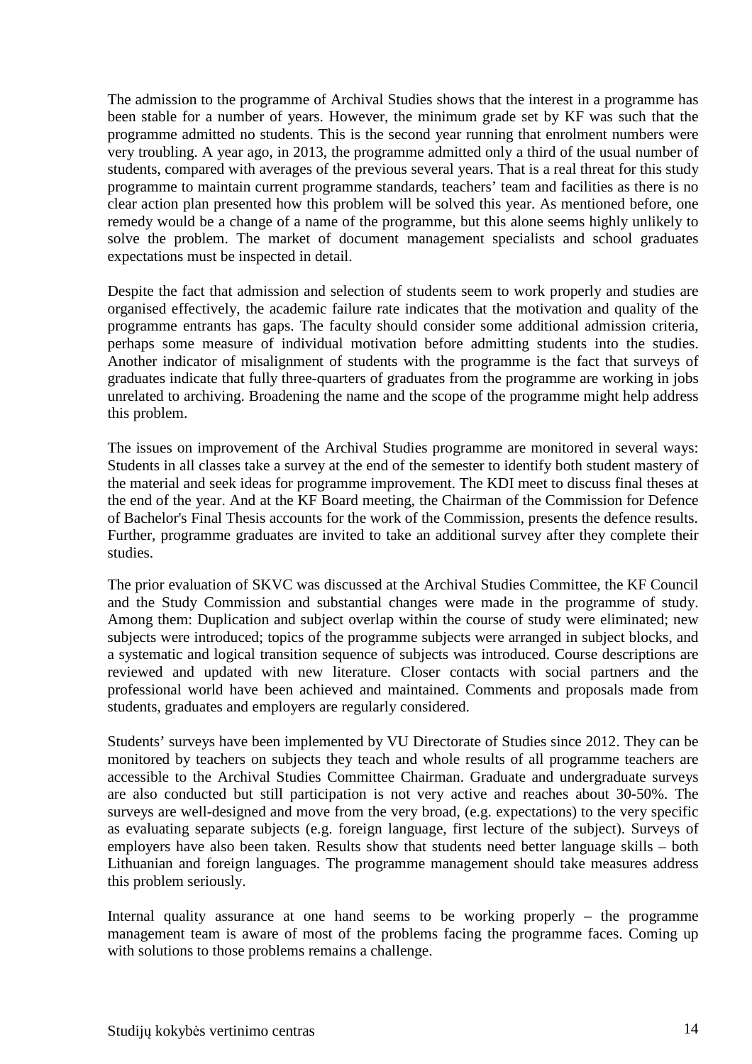The admission to the programme of Archival Studies shows that the interest in a programme has been stable for a number of years. However, the minimum grade set by KF was such that the programme admitted no students. This is the second year running that enrolment numbers were very troubling. A year ago, in 2013, the programme admitted only a third of the usual number of students, compared with averages of the previous several years. That is a real threat for this study programme to maintain current programme standards, teachers' team and facilities as there is no clear action plan presented how this problem will be solved this year. As mentioned before, one remedy would be a change of a name of the programme, but this alone seems highly unlikely to solve the problem. The market of document management specialists and school graduates expectations must be inspected in detail.

Despite the fact that admission and selection of students seem to work properly and studies are organised effectively, the academic failure rate indicates that the motivation and quality of the programme entrants has gaps. The faculty should consider some additional admission criteria, perhaps some measure of individual motivation before admitting students into the studies. Another indicator of misalignment of students with the programme is the fact that surveys of graduates indicate that fully three-quarters of graduates from the programme are working in jobs unrelated to archiving. Broadening the name and the scope of the programme might help address this problem.

The issues on improvement of the Archival Studies programme are monitored in several ways: Students in all classes take a survey at the end of the semester to identify both student mastery of the material and seek ideas for programme improvement. The KDI meet to discuss final theses at the end of the year. And at the KF Board meeting, the Chairman of the Commission for Defence of Bachelor's Final Thesis accounts for the work of the Commission, presents the defence results. Further, programme graduates are invited to take an additional survey after they complete their studies.

The prior evaluation of SKVC was discussed at the Archival Studies Committee, the KF Council and the Study Commission and substantial changes were made in the programme of study. Among them: Duplication and subject overlap within the course of study were eliminated; new subjects were introduced; topics of the programme subjects were arranged in subject blocks, and a systematic and logical transition sequence of subjects was introduced. Course descriptions are reviewed and updated with new literature. Closer contacts with social partners and the professional world have been achieved and maintained. Comments and proposals made from students, graduates and employers are regularly considered.

Students' surveys have been implemented by VU Directorate of Studies since 2012. They can be monitored by teachers on subjects they teach and whole results of all programme teachers are accessible to the Archival Studies Committee Chairman. Graduate and undergraduate surveys are also conducted but still participation is not very active and reaches about 30-50%. The surveys are well-designed and move from the very broad, (e.g. expectations) to the very specific as evaluating separate subjects (e.g. foreign language, first lecture of the subject). Surveys of employers have also been taken. Results show that students need better language skills – both Lithuanian and foreign languages. The programme management should take measures address this problem seriously.

Internal quality assurance at one hand seems to be working properly – the programme management team is aware of most of the problems facing the programme faces. Coming up with solutions to those problems remains a challenge.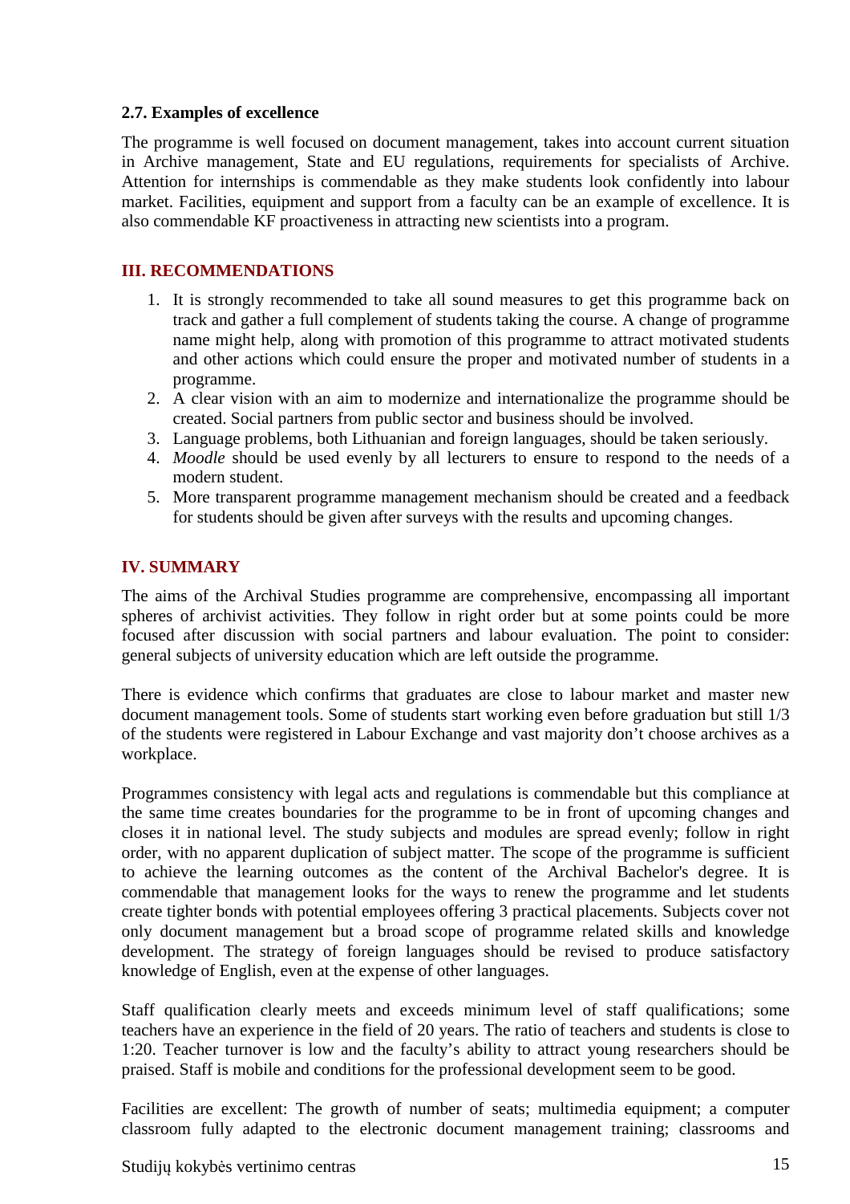### 2.7. Examples of excellence

The programme is well focused on document management, takes into account current situation in Archive management, State and EU regulations, requirements for specialists of Archive. Attention for internships is commendable as they make students look confidently into labour market. Facilities, equipment and support from a faculty can be an example of excellence. It is also commendable KF proactiveness in attracting new scientists into a program.

## III. RECOMMENDATIONS

1. It is strongly recommended to take all sound measures to get this programme back on track and gather a full complement of students taking the course. A change of programme name might help, along with promotion of this programme to attract motivated students and other actions which could ensure the proper and motivated number of students in a programme.
2. A clear vision with an aim to modernize and internationalize the programme should be created. Social partners from public sector and business should be involved.
3. Language problems, both Lithuanian and foreign languages, should be taken seriously.
4. *Moodle* should be used evenly by all lecturers to ensure to respond to the needs of a modern student.
5. More transparent programme management mechanism should be created and a feedback for students should be given after surveys with the results and upcoming changes.

## IV. SUMMARY

The aims of the Archival Studies programme are comprehensive, encompassing all important spheres of archivist activities. They follow in right order but at some points could be more focused after discussion with social partners and labour evaluation. The point to consider: general subjects of university education which are left outside the programme.

There is evidence which confirms that graduates are close to labour market and master new document management tools. Some of students start working even before graduation but still 1/3 of the students were registered in Labour Exchange and vast majority don't choose archives as a workplace.

Programmes consistency with legal acts and regulations is commendable but this compliance at the same time creates boundaries for the programme to be in front of upcoming changes and closes it in national level. The study subjects and modules are spread evenly; follow in right order, with no apparent duplication of subject matter. The scope of the programme is sufficient to achieve the learning outcomes as the content of the Archival Bachelor's degree. It is commendable that management looks for the ways to renew the programme and let students create tighter bonds with potential employees offering 3 practical placements. Subjects cover not only document management but a broad scope of programme related skills and knowledge development. The strategy of foreign languages should be revised to produce satisfactory knowledge of English, even at the expense of other languages.

Staff qualification clearly meets and exceeds minimum level of staff qualifications; some teachers have an experience in the field of 20 years. The ratio of teachers and students is close to 1:20. Teacher turnover is low and the faculty's ability to attract young researchers should be praised. Staff is mobile and conditions for the professional development seem to be good.

Facilities are excellent: The growth of number of seats; multimedia equipment; a computer classroom fully adapted to the electronic document management training; classrooms and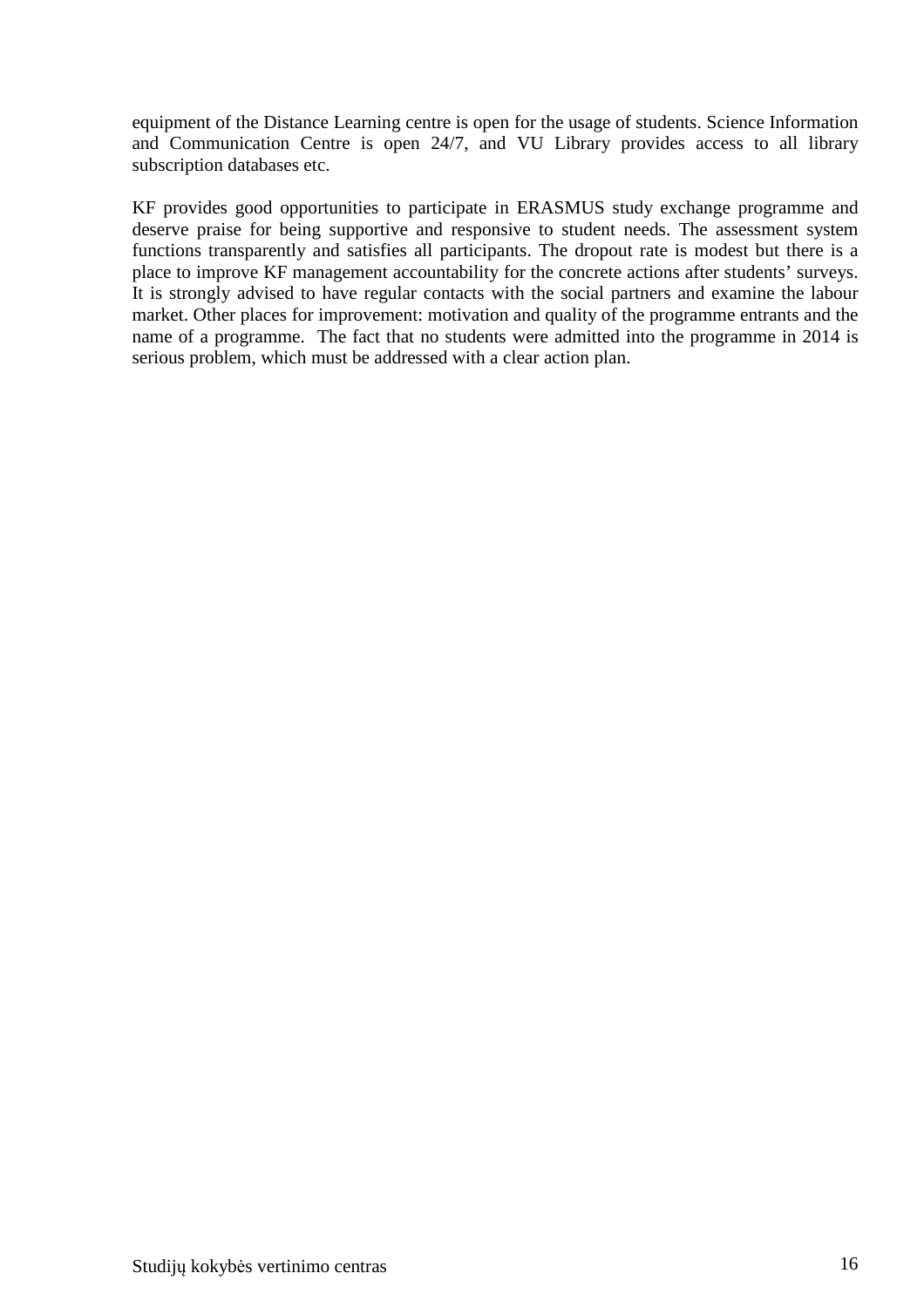equipment of the Distance Learning centre is open for the usage of students. Science Information and Communication Centre is open 24/7, and VU Library provides access to all library subscription databases etc.

KF provides good opportunities to participate in ERASMUS study exchange programme and deserve praise for being supportive and responsive to student needs. The assessment system functions transparently and satisfies all participants. The dropout rate is modest but there is a place to improve KF management accountability for the concrete actions after students' surveys. It is strongly advised to have regular contacts with the social partners and examine the labour market. Other places for improvement: motivation and quality of the programme entrants and the name of a programme. The fact that no students were admitted into the programme in 2014 is serious problem, which must be addressed with a clear action plan.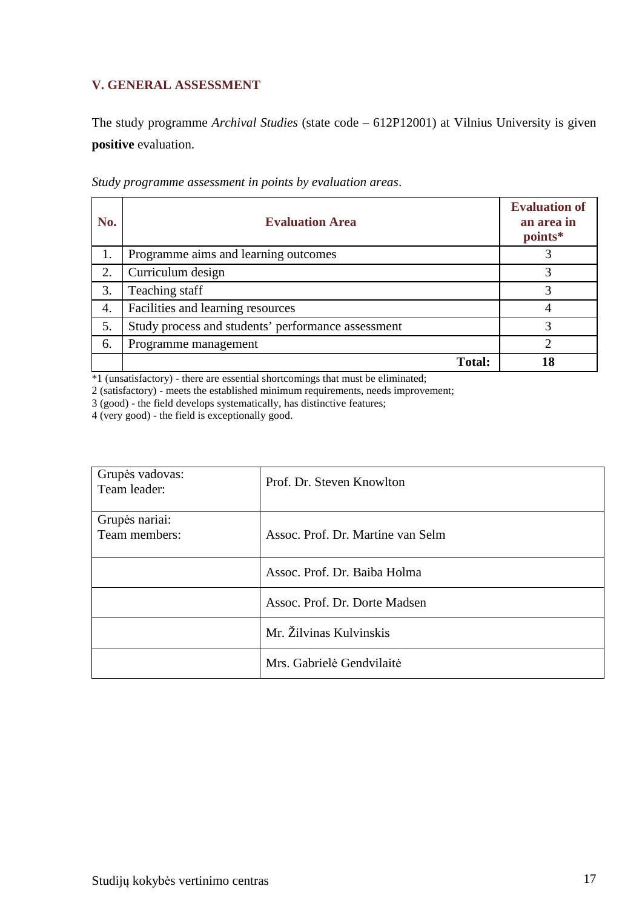## V. GENERAL ASSESSMENT

The study programme *Archival Studies* (state code – 612P12001) at Vilnius University is given **positive** evaluation.

*Study programme assessment in points by evaluation areas*.

| No. | Evaluation Area | Evaluation of an area in points* |
|---|---|---|
| 1. | Programme aims and learning outcomes | 3 |
| 2. | Curriculum design | 3 |
| 3. | Teaching staff | 3 |
| 4. | Facilities and learning resources | 4 |
| 5. | Study process and students' performance assessment | 3 |
| 6. | Programme management | 2 |
| | **Total:** | **18** |

*1 (unsatisfactory) - there are essential shortcomings that must be eliminated;
2 (satisfactory) - meets the established minimum requirements, needs improvement;
3 (good) - the field develops systematically, has distinctive features;
4 (very good) - the field is exceptionally good.

| | |
|---|---|
| Grupės vadovas:<br>Team leader: | Prof. Dr. Steven Knowlton |
| Grupės nariai:<br>Team members: | Assoc. Prof. Dr. Martine van Selm |
| | Assoc. Prof. Dr. Baiba Holma |
| | Assoc. Prof. Dr. Dorte Madsen |
| | Mr. Žilvinas Kulvinskis |
| | Mrs. Gabrielė Gendvilaitė |

Studijų kokybės vertinimo centras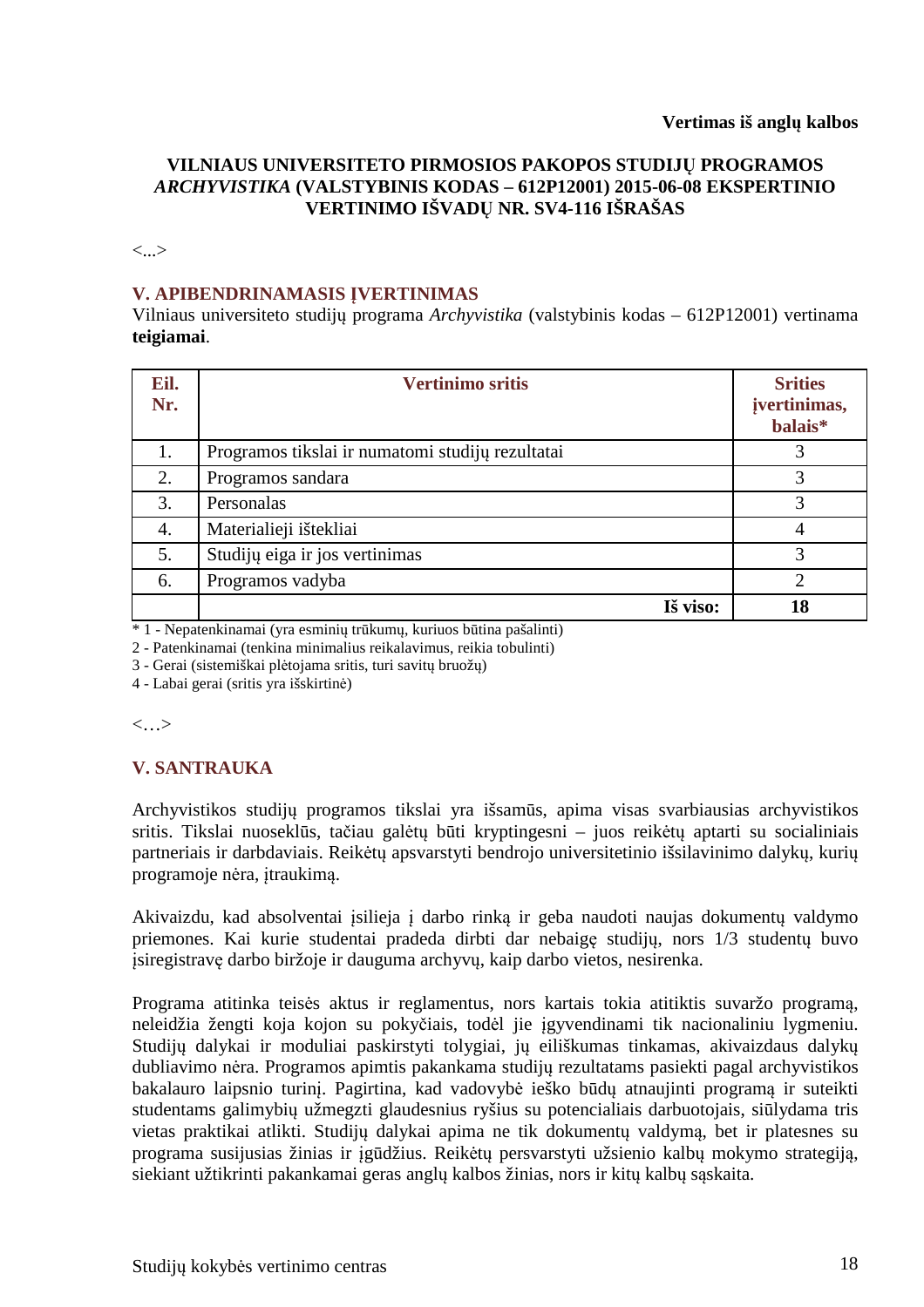**Vertimas iš anglų kalbos**

**VILNIAUS UNIVERSITETO PIRMOSIOS PAKOPOS STUDIJŲ PROGRAMOS *ARCHYVISTIKA* (VALSTYBINIS KODAS – 612P12001) 2015-06-08 EKSPERTINIO VERTINIMO IŠVADŲ NR. SV4-116 IŠRAŠAS**

<...>

## V. APIBENDRINAMASIS ĮVERTINIMAS

Vilniaus universiteto studijų programa *Archyvistika* (valstybinis kodas – 612P12001) vertinama **teigiamai**.

| Eil. Nr. | Vertinimo sritis | Srities įvertinimas, balais* |
|---|---|---|
| 1. | Programos tikslai ir numatomi studijų rezultatai | 3 |
| 2. | Programos sandara | 3 |
| 3. | Personalas | 3 |
| 4. | Materialieji ištekliai | 4 |
| 5. | Studijų eiga ir jos vertinimas | 3 |
| 6. | Programos vadyba | 2 |
| | **Iš viso:** | **18** |

\* 1 - Nepatenkinamai (yra esminių trūkumų, kuriuos būtina pašalinti)

2 - Patenkinamai (tenkina minimalius reikalavimus, reikia tobulinti)

3 - Gerai (sistemiškai plėtojama sritis, turi savitų bruožų)

4 - Labai gerai (sritis yra išskirtinė)

<…>

## V. SANTRAUKA

Archyvistikos studijų programos tikslai yra išsamūs, apima visas svarbiausias archyvistikos sritis. Tikslai nuoseklūs, tačiau galėtų būti kryptingesni – juos reikėtų aptarti su socialiniais partneriais ir darbdaviais. Reikėtų apsvarstyti bendrojo universitetinio išsilavinimo dalykų, kurių programoje nėra, įtraukimą.

Akivaizdu, kad absolventai įsilieja į darbo rinką ir geba naudoti naujas dokumentų valdymo priemones. Kai kurie studentai pradeda dirbti dar nebaigę studijų, nors 1/3 studentų buvo įsiregistravę darbo biržoje ir dauguma archyvų, kaip darbo vietos, nesirenka.

Programa atitinka teisės aktus ir reglamentus, nors kartais tokia atitiktis suvaržo programą, neleidžia žengti koja kojon su pokyčiais, todėl jie įgyvendinami tik nacionaliniu lygmeniu. Studijų dalykai ir moduliai paskirstyti tolygiai, jų eiliškumas tinkamas, akivaizdaus dalykų dubliavimo nėra. Programos apimtis pakankama studijų rezultatams pasiekti pagal archyvistikos bakalauro laipsnio turinį. Pagirtina, kad vadovybė ieško būdų atnaujinti programą ir suteikti studentams galimybių užmegzti glaudesnius ryšius su potencialiais darbuotojais, siūlydama tris vietas praktikai atlikti. Studijų dalykai apima ne tik dokumentų valdymą, bet ir platesnes su programa susijusias žinias ir įgūdžius. Reikėtų persvarstyti užsienio kalbų mokymo strategiją, siekiant užtikrinti pakankamai geras anglų kalbos žinias, nors ir kitų kalbų sąskaita.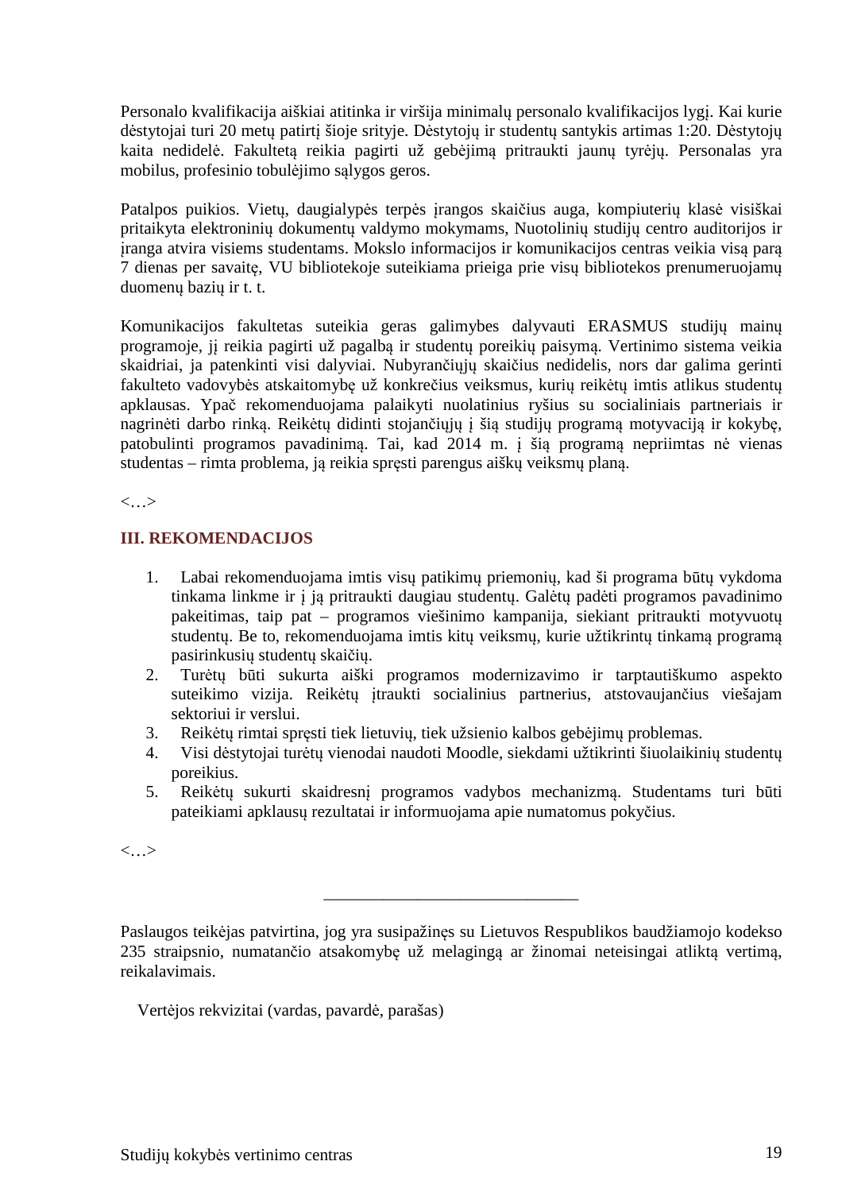Personalo kvalifikacija aiškiai atitinka ir viršija minimalų personalo kvalifikacijos lygį. Kai kurie dėstytojai turi 20 metų patirtį šioje srityje. Dėstytojų ir studentų santykis artimas 1:20. Dėstytojų kaita nedidelė. Fakultetą reikia pagirti už gebėjimą pritraukti jaunų tyrėjų. Personalas yra mobilus, profesinio tobulėjimo sąlygos geros.

Patalpos puikios. Vietų, daugialypės terpės įrangos skaičius auga, kompiuterių klasė visiškai pritaikyta elektroninių dokumentų valdymo mokymams, Nuotolinių studijų centro auditorijos ir įranga atvira visiems studentams. Mokslo informacijos ir komunikacijos centras veikia visą parą 7 dienas per savaitę, VU bibliotekoje suteikiama prieiga prie visų bibliotekos prenumeruojamų duomenų bazių ir t. t.

Komunikacijos fakultetas suteikia geras galimybes dalyvauti ERASMUS studijų mainų programoje, jį reikia pagirti už pagalbą ir studentų poreikių paisymą. Vertinimo sistema veikia skaidriai, ja patenkinti visi dalyviai. Nubyrančiųjų skaičius nedidelis, nors dar galima gerinti fakulteto vadovybės atskaitomybę už konkrečius veiksmus, kurių reikėtų imtis atlikus studentų apklausas. Ypač rekomenduojama palaikyti nuolatinius ryšius su socialiniais partneriais ir nagrinėti darbo rinką. Reikėtų didinti stojančiųjų į šią studijų programą motyvaciją ir kokybę, patobulinti programos pavadinimą. Tai, kad 2014 m. į šią programą nepriimtas nė vienas studentas – rimta problema, ją reikia spręsti parengus aiškų veiksmų planą.

<…>

## III. REKOMENDACIJOS

1. Labai rekomenduojama imtis visų patikimų priemonių, kad ši programa būtų vykdoma tinkama linkme ir į ją pritraukti daugiau studentų. Galėtų padėti programos pavadinimo pakeitimas, taip pat – programos viešinimo kampanija, siekiant pritraukti motyvuotų studentų. Be to, rekomenduojama imtis kitų veiksmų, kurie užtikrintų tinkamą programą pasirinkusių studentų skaičių.
2. Turėtų būti sukurta aiški programos modernizavimo ir tarptautiškumo aspekto suteikimo vizija. Reikėtų įtraukti socialinius partnerius, atstovaujančius viešajam sektoriui ir verslui.
3. Reikėtų rimtai spręsti tiek lietuvių, tiek užsienio kalbos gebėjimų problemas.
4. Visi dėstytojai turėtų vienodai naudoti Moodle, siekdami užtikrinti šiuolaikinių studentų poreikius.
5. Reikėtų sukurti skaidresnį programos vadybos mechanizmą. Studentams turi būti pateikiami apklausų rezultatai ir informuojama apie numatomus pokyčius.

<…>

______________________________

Paslaugos teikėjas patvirtina, jog yra susipažinęs su Lietuvos Respublikos baudžiamojo kodekso 235 straipsnio, numatančio atsakomybę už melagingą ar žinomai neteisingai atliktą vertimą, reikalavimais.

Vertėjos rekvizitai (vardas, pavardė, parašas)